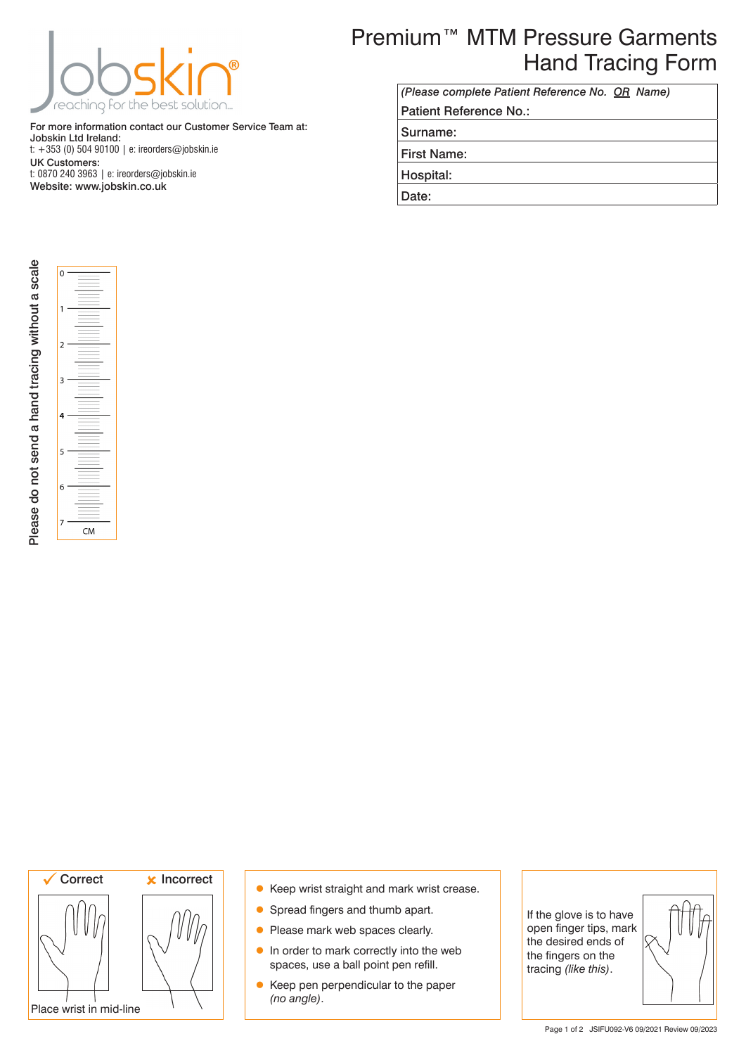# Premium™ MTM Pressure Garments Hand Tracing Form

For more information contact our Customer Service Team at:
**Jobskin Ltd Ireland:**
t: +353 (0) 504 90100 | e: ireorders@jobskin.ie
**UK Customers:**
t: 0870 240 3963 | e: ireorders@jobskin.ie
**Website: www.jobskin.co.uk**

*(Please complete Patient Reference No. OR Name)*

| |
|---|
| Patient Reference No.: |
| Surname: |
| First Name: |
| Hospital: |
| Date: |

Please do not send a hand tracing without a scale

0 1 2 3 4 5 6 7 CM

✓ Correct ✗ Incorrect

Place wrist in mid-line

- Keep wrist straight and mark wrist crease.
- Spread fingers and thumb apart.
- Please mark web spaces clearly.
- In order to mark correctly into the web spaces, use a ball point pen refill.
- Keep pen perpendicular to the paper *(no angle)*.

If the glove is to have open finger tips, mark the desired ends of the fingers on the tracing *(like this)*.

JSIFU092-V6 09/2021 Review 09/2023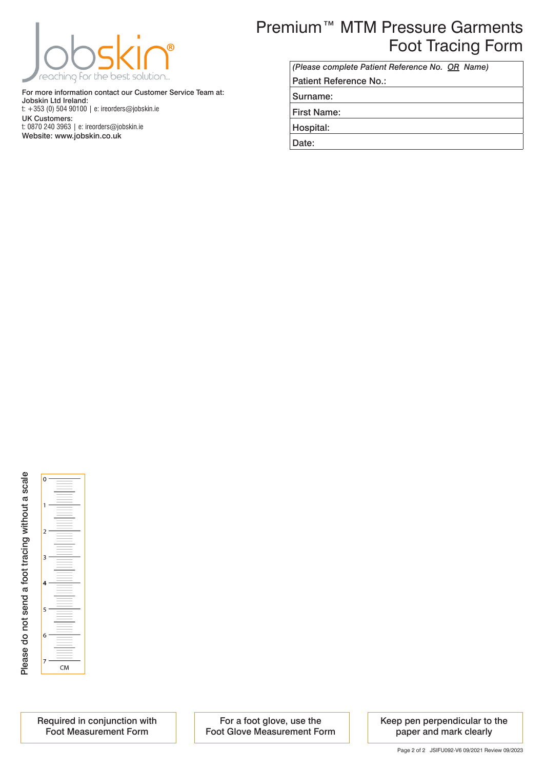# Premium™ MTM Pressure Garments Foot Tracing Form

Jobskin®
reaching for the best solution...

For more information contact our Customer Service Team at:
**Jobskin Ltd Ireland:**
t: +353 (0) 504 90100 | e: ireorders@jobskin.ie
**UK Customers:**
t: 0870 240 3963 | e: ireorders@jobskin.ie
**Website:** www.jobskin.co.uk

| *(Please complete Patient Reference No. OR Name)* |
|---|
| Patient Reference No.: |
| Surname: |
| First Name: |
| Hospital: |
| Date: |

Please do not send a foot tracing without a scale

0
1
2
3
4
5
6
7
CM

Required in conjunction with Foot Measurement Form

For a foot glove, use the Foot Glove Measurement Form

Keep pen perpendicular to the paper and mark clearly

JSIFU092-V6 09/2021 Review 09/2023